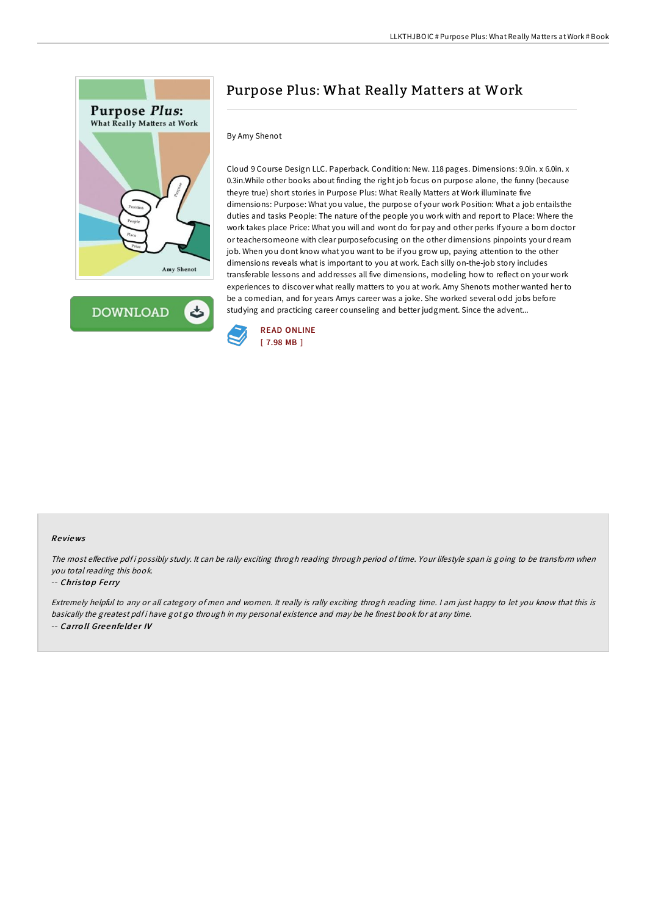# Purpose Plus: What Really Matters at Work

By Amy Shenot

Cloud 9 Course Design LLC. Paperback. Condition: New. 118 pages. Dimensions: 9.0in. x 6.0in. x 0.3in.While other books about finding the right job focus on purpose alone, the funny (because theyre true) short stories in Purpose Plus: What Really Matters at Work illuminate five dimensions: Purpose: What you value, the purpose of your work Position: What a job entailsthe duties and tasks People: The nature of the people you work with and report to Place: Where the work takes place Price: What you will and wont do for pay and other perks If youre a born doctor or teachersomeone with clear purposefocusing on the other dimensions pinpoints your dream job. When you dont know what you want to be if you grow up, paying attention to the other dimensions reveals what is important to you at work. Each silly on-the-job story includes transferable lessons and addresses all five dimensions, modeling how to reflect on your work experiences to discover what really matters to you at work. Amy Shenots mother wanted her to be a comedian, and for years Amys career was a joke. She worked several odd jobs before studying and practicing career counseling and better judgment. Since the advent...

READ ONLINE
[ 7.98 MB ]

### Reviews

*The most effective pdf i possibly study. It can be rally exciting throgh reading through period of time. Your lifestyle span is going to be transform when you total reading this book.*

-- ***Christop Ferry***

*Extremely helpful to any or all category of men and women. It really is rally exciting throgh reading time. I am just happy to let you know that this is basically the greatest pdf i have got go through in my personal existence and may be he finest book for at any time.*

-- ***Carroll Greenfelder IV***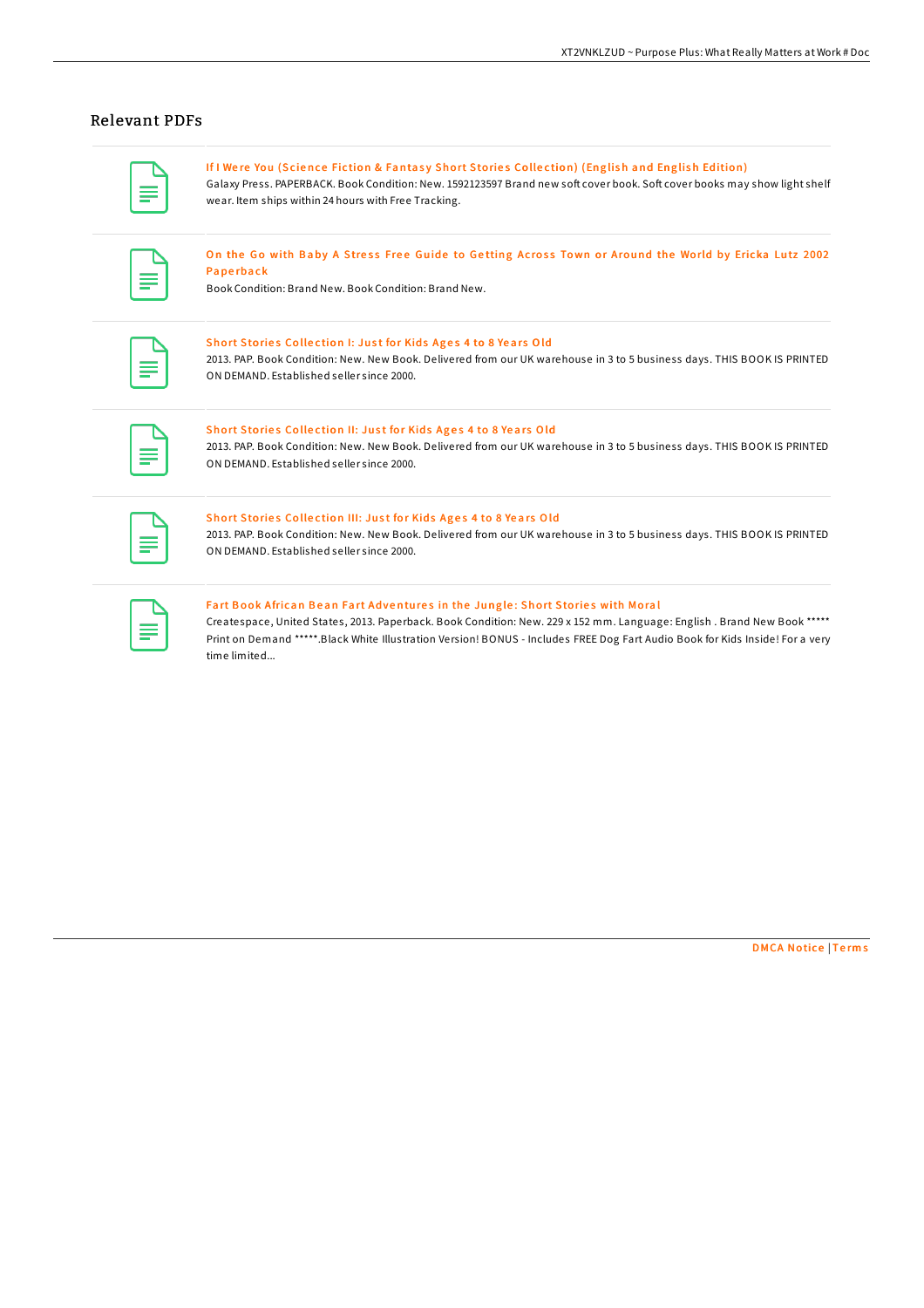## Relevant PDFs

**If I Were You (Science Fiction & Fantasy Short Stories Collection) (English and English Edition)**
Galaxy Press. PAPERBACK. Book Condition: New. 1592123597 Brand new soft cover book. Soft cover books may show light shelf wear. Item ships within 24 hours with Free Tracking.

**On the Go with Baby A Stress Free Guide to Getting Across Town or Around the World by Ericka Lutz 2002 Paperback**
Book Condition: Brand New. Book Condition: Brand New.

**Short Stories Collection I: Just for Kids Ages 4 to 8 Years Old**
2013. PAP. Book Condition: New. New Book. Delivered from our UK warehouse in 3 to 5 business days. THIS BOOK IS PRINTED ON DEMAND. Established seller since 2000.

**Short Stories Collection II: Just for Kids Ages 4 to 8 Years Old**
2013. PAP. Book Condition: New. New Book. Delivered from our UK warehouse in 3 to 5 business days. THIS BOOK IS PRINTED ON DEMAND. Established seller since 2000.

**Short Stories Collection III: Just for Kids Ages 4 to 8 Years Old**
2013. PAP. Book Condition: New. New Book. Delivered from our UK warehouse in 3 to 5 business days. THIS BOOK IS PRINTED ON DEMAND. Established seller since 2000.

**Fart Book African Bean Fart Adventures in the Jungle: Short Stories with Moral**
Createspace, United States, 2013. Paperback. Book Condition: New. 229 x 152 mm. Language: English . Brand New Book ***** Print on Demand *****.Black White Illustration Version! BONUS - Includes FREE Dog Fart Audio Book for Kids Inside! For a very time limited...